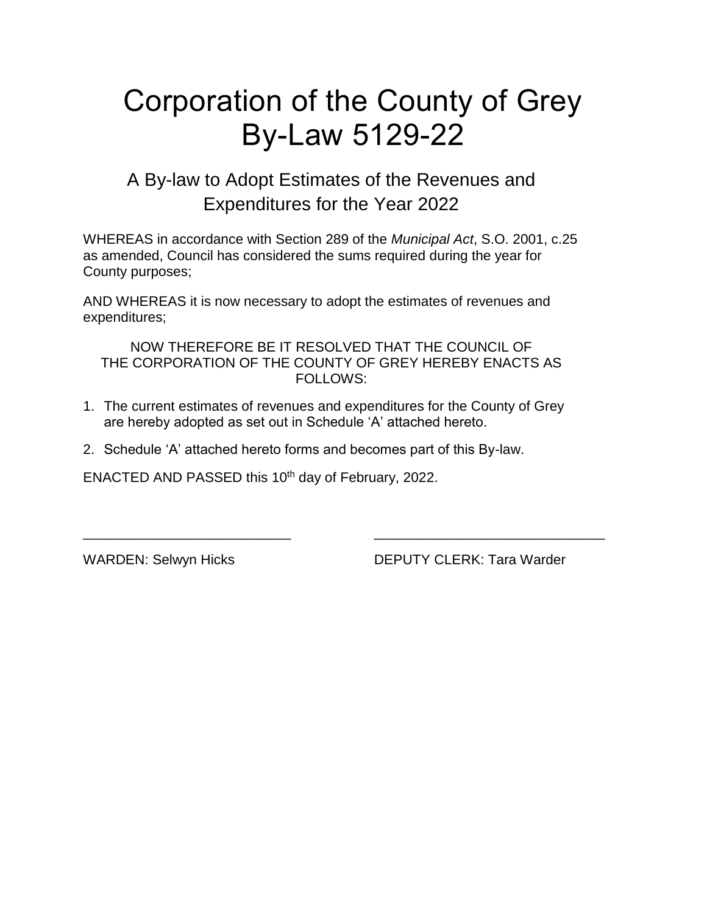# Corporation of the County of Grey
# By-Law 5129-22

## A By-law to Adopt Estimates of the Revenues and Expenditures for the Year 2022

WHEREAS in accordance with Section 289 of the *Municipal Act*, S.O. 2001, c.25 as amended, Council has considered the sums required during the year for County purposes;

AND WHEREAS it is now necessary to adopt the estimates of revenues and expenditures;

NOW THEREFORE BE IT RESOLVED THAT THE COUNCIL OF THE CORPORATION OF THE COUNTY OF GREY HEREBY ENACTS AS FOLLOWS:

1. The current estimates of revenues and expenditures for the County of Grey are hereby adopted as set out in Schedule 'A' attached hereto.
2. Schedule 'A' attached hereto forms and becomes part of this By-law.

ENACTED AND PASSED this 10th day of February, 2022.

___________________________

WARDEN: Selwyn Hicks

___________________________

DEPUTY CLERK: Tara Warder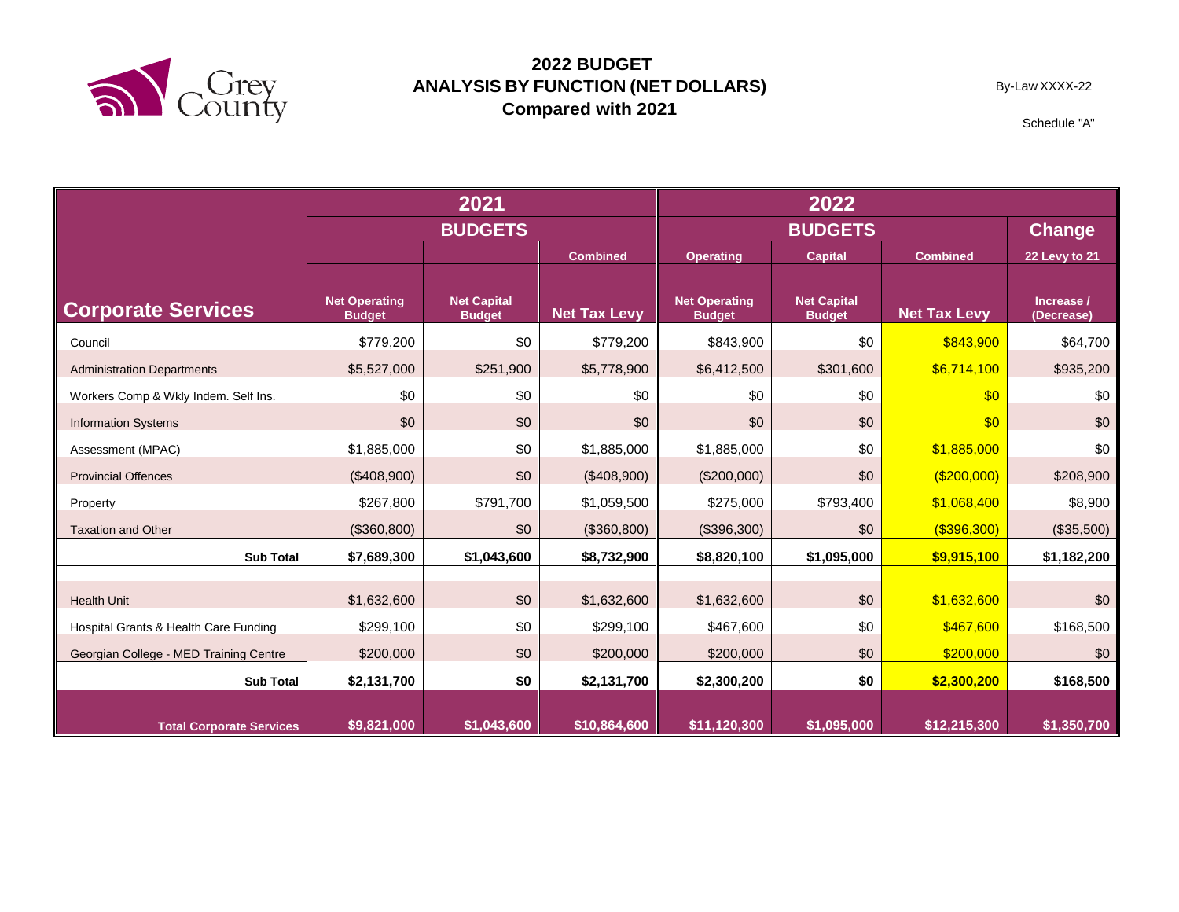# 2022 BUDGET
## ANALYSIS BY FUNCTION (NET DOLLARS)
## Compared with 2021

By-Law XXXX-22

Schedule "A"

| | 2021 | | | 2022 | | | |
|---|---|---|---|---|---|---|---|
| | BUDGETS | | | BUDGETS | | | Change |
| | | | Combined | Operating | Capital | Combined | 22 Levy to 21 |
| **Corporate Services** | Net Operating Budget | Net Capital Budget | Net Tax Levy | Net Operating Budget | Net Capital Budget | Net Tax Levy | Increase / (Decrease) |
| Council | $779,200 | $0 | $779,200 | $843,900 | $0 | $843,900 | $64,700 |
| Administration Departments | $5,527,000 | $251,900 | $5,778,900 | $6,412,500 | $301,600 | $6,714,100 | $935,200 |
| Workers Comp & Wkly Indem. Self Ins. | $0 | $0 | $0 | $0 | $0 | $0 | $0 |
| Information Systems | $0 | $0 | $0 | $0 | $0 | $0 | $0 |
| Assessment (MPAC) | $1,885,000 | $0 | $1,885,000 | $1,885,000 | $0 | $1,885,000 | $0 |
| Provincial Offences | ($408,900) | $0 | ($408,900) | ($200,000) | $0 | ($200,000) | $208,900 |
| Property | $267,800 | $791,700 | $1,059,500 | $275,000 | $793,400 | $1,068,400 | $8,900 |
| Taxation and Other | ($360,800) | $0 | ($360,800) | ($396,300) | $0 | ($396,300) | ($35,500) |
| **Sub Total** | **$7,689,300** | **$1,043,600** | **$8,732,900** | **$8,820,100** | **$1,095,000** | **$9,915,100** | **$1,182,200** |
| | | | | | | | |
| Health Unit | $1,632,600 | $0 | $1,632,600 | $1,632,600 | $0 | $1,632,600 | $0 |
| Hospital Grants & Health Care Funding | $299,100 | $0 | $299,100 | $467,600 | $0 | $467,600 | $168,500 |
| Georgian College - MED Training Centre | $200,000 | $0 | $200,000 | $200,000 | $0 | $200,000 | $0 |
| **Sub Total** | **$2,131,700** | **$0** | **$2,131,700** | **$2,300,200** | **$0** | **$2,300,200** | **$168,500** |
| **Total Corporate Services** | **$9,821,000** | **$1,043,600** | **$10,864,600** | **$11,120,300** | **$1,095,000** | **$12,215,300** | **$1,350,700** |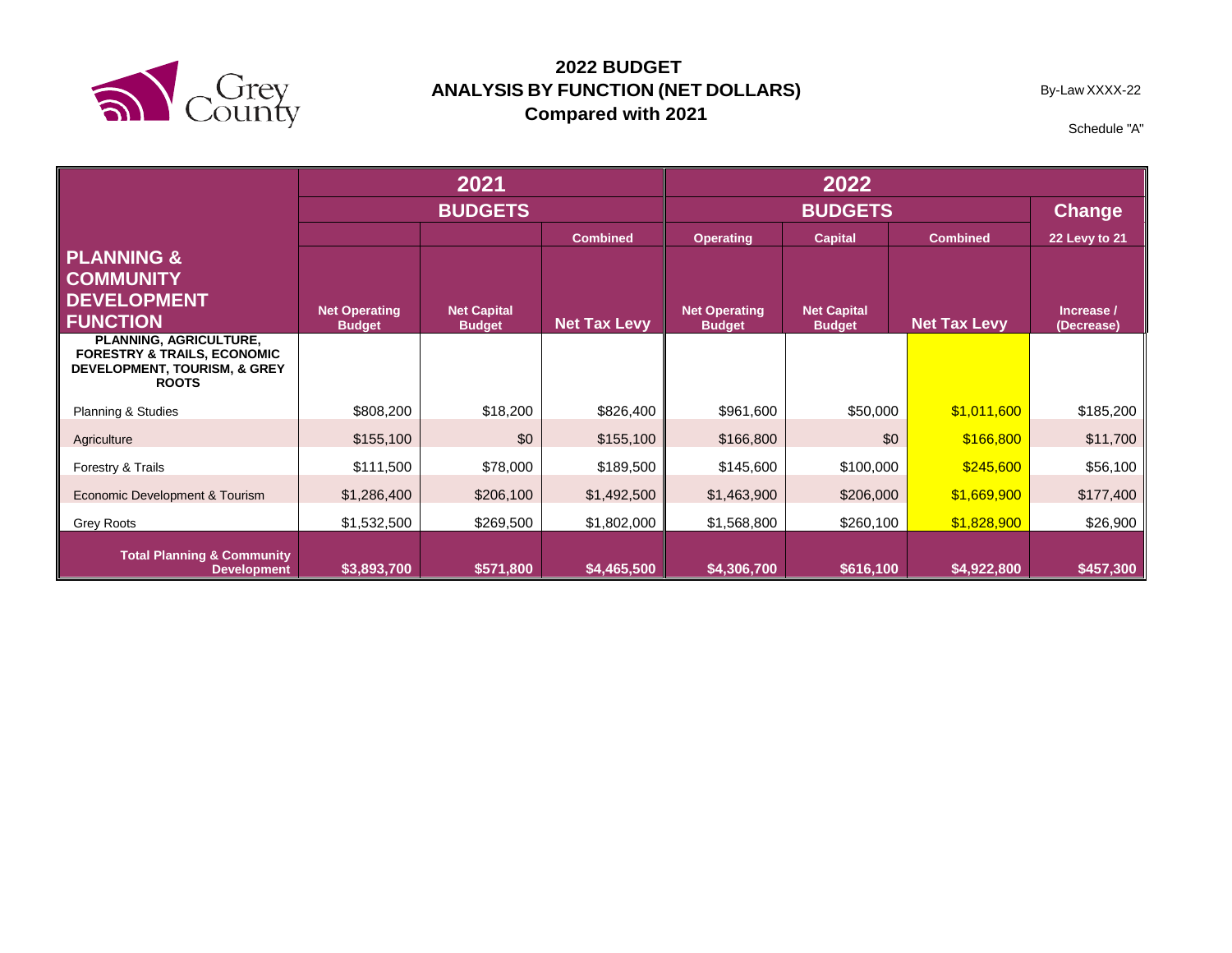# 2022 BUDGET
## ANALYSIS BY FUNCTION (NET DOLLARS)
## Compared with 2021

By-Law XXXX-22

Schedule "A"

| PLANNING & COMMUNITY DEVELOPMENT FUNCTION | 2021 BUDGETS | | | 2022 BUDGETS | | | Change |
|---|---|---|---|---|---|---|---|
| | | | Combined | Operating | Capital | Combined | 22 Levy to 21 |
| | Net Operating Budget | Net Capital Budget | Net Tax Levy | Net Operating Budget | Net Capital Budget | Net Tax Levy | Increase / (Decrease) |
| **PLANNING, AGRICULTURE, FORESTRY & TRAILS, ECONOMIC DEVELOPMENT, TOURISM, & GREY ROOTS** | | | | | | | |
| Planning & Studies | $808,200 | $18,200 | $826,400 | $961,600 | $50,000 | $1,011,600 | $185,200 |
| Agriculture | $155,100 | $0 | $155,100 | $166,800 | $0 | $166,800 | $11,700 |
| Forestry & Trails | $111,500 | $78,000 | $189,500 | $145,600 | $100,000 | $245,600 | $56,100 |
| Economic Development & Tourism | $1,286,400 | $206,100 | $1,492,500 | $1,463,900 | $206,000 | $1,669,900 | $177,400 |
| Grey Roots | $1,532,500 | $269,500 | $1,802,000 | $1,568,800 | $260,100 | $1,828,900 | $26,900 |
| **Total Planning & Community Development** | **$3,893,700** | **$571,800** | **$4,465,500** | **$4,306,700** | **$616,100** | **$4,922,800** | **$457,300** |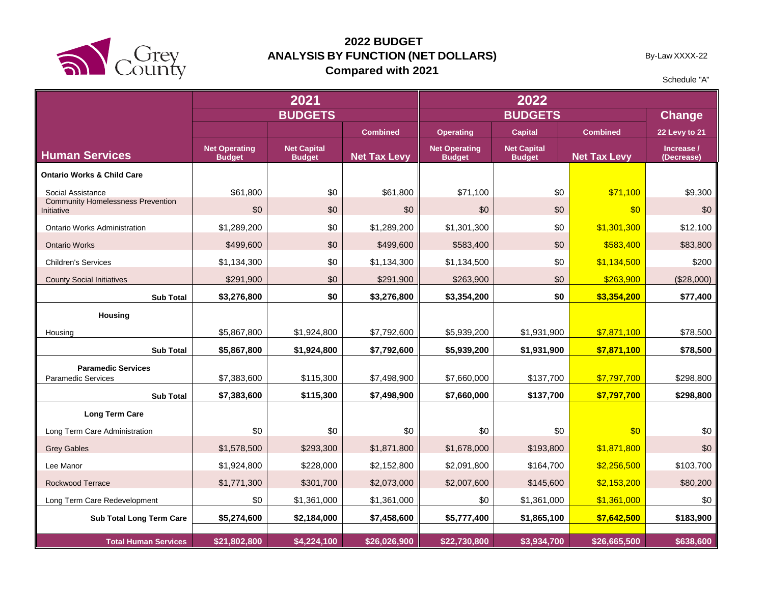# 2022 BUDGET
## ANALYSIS BY FUNCTION (NET DOLLARS)
## Compared with 2021

By-Law XXXX-22

Schedule "A"

| | 2021 BUDGETS | | | 2022 BUDGETS | | | Change |
|---|---|---|---|---|---|---|---|
| | | | Combined | Operating | Capital | Combined | 22 Levy to 21 |
| **Human Services** | Net Operating Budget | Net Capital Budget | Net Tax Levy | Net Operating Budget | Net Capital Budget | Net Tax Levy | Increase / (Decrease) |
| **Ontario Works & Child Care** | | | | | | | |
| Social Assistance | $61,800 | $0 | $61,800 | $71,100 | $0 | $71,100 | $9,300 |
| Community Homelessness Prevention Initiative | $0 | $0 | $0 | $0 | $0 | $0 | $0 |
| Ontario Works Administration | $1,289,200 | $0 | $1,289,200 | $1,301,300 | $0 | $1,301,300 | $12,100 |
| Ontario Works | $499,600 | $0 | $499,600 | $583,400 | $0 | $583,400 | $83,800 |
| Children's Services | $1,134,300 | $0 | $1,134,300 | $1,134,500 | $0 | $1,134,500 | $200 |
| County Social Initiatives | $291,900 | $0 | $291,900 | $263,900 | $0 | $263,900 | ($28,000) |
| **Sub Total** | **$3,276,800** | **$0** | **$3,276,800** | **$3,354,200** | **$0** | **$3,354,200** | **$77,400** |
| **Housing** | | | | | | | |
| Housing | $5,867,800 | $1,924,800 | $7,792,600 | $5,939,200 | $1,931,900 | $7,871,100 | $78,500 |
| **Sub Total** | **$5,867,800** | **$1,924,800** | **$7,792,600** | **$5,939,200** | **$1,931,900** | **$7,871,100** | **$78,500** |
| **Paramedic Services** | | | | | | | |
| Paramedic Services | $7,383,600 | $115,300 | $7,498,900 | $7,660,000 | $137,700 | $7,797,700 | $298,800 |
| **Sub Total** | **$7,383,600** | **$115,300** | **$7,498,900** | **$7,660,000** | **$137,700** | **$7,797,700** | **$298,800** |
| **Long Term Care** | | | | | | | |
| Long Term Care Administration | $0 | $0 | $0 | $0 | $0 | $0 | $0 |
| Grey Gables | $1,578,500 | $293,300 | $1,871,800 | $1,678,000 | $193,800 | $1,871,800 | $0 |
| Lee Manor | $1,924,800 | $228,000 | $2,152,800 | $2,091,800 | $164,700 | $2,256,500 | $103,700 |
| Rockwood Terrace | $1,771,300 | $301,700 | $2,073,000 | $2,007,600 | $145,600 | $2,153,200 | $80,200 |
| Long Term Care Redevelopment | $0 | $1,361,000 | $1,361,000 | $0 | $1,361,000 | $1,361,000 | $0 |
| **Sub Total Long Term Care** | **$5,274,600** | **$2,184,000** | **$7,458,600** | **$5,777,400** | **$1,865,100** | **$7,642,500** | **$183,900** |
| **Total Human Services** | **$21,802,800** | **$4,224,100** | **$26,026,900** | **$22,730,800** | **$3,934,700** | **$26,665,500** | **$638,600** |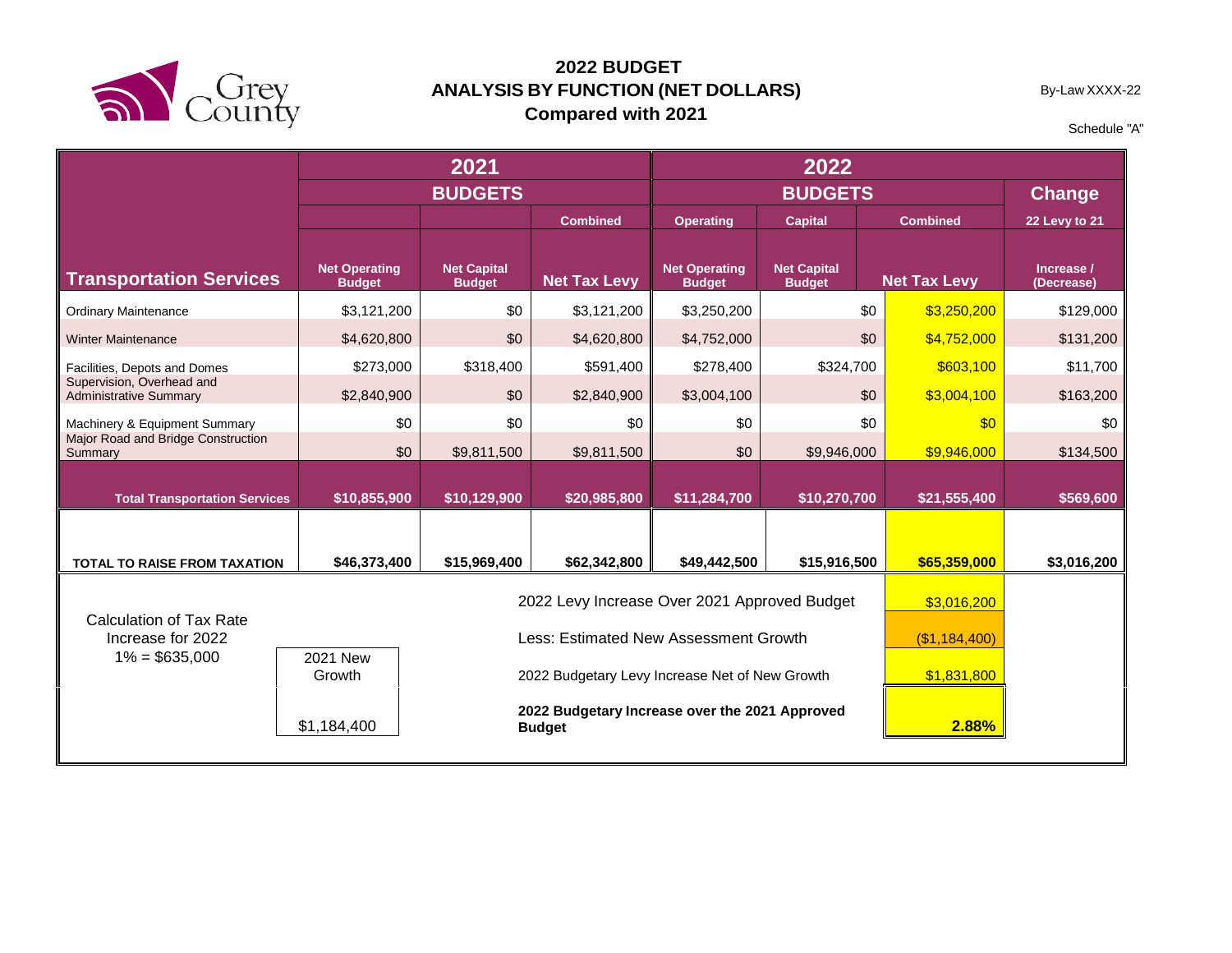Grey County

# 2022 BUDGET
# ANALYSIS BY FUNCTION (NET DOLLARS)
# Compared with 2021

By-Law XXXX-22

Schedule "A"

| | 2021 BUDGETS | | | 2022 BUDGETS | | | Change |
|---|---|---|---|---|---|---|---|
| | | | Combined | Operating | Capital | Combined | 22 Levy to 21 |
| **Transportation Services** | Net Operating Budget | Net Capital Budget | Net Tax Levy | Net Operating Budget | Net Capital Budget | Net Tax Levy | Increase / (Decrease) |
| Ordinary Maintenance | $3,121,200 | $0 | $3,121,200 | $3,250,200 | $0 | $3,250,200 | $129,000 |
| Winter Maintenance | $4,620,800 | $0 | $4,620,800 | $4,752,000 | $0 | $4,752,000 | $131,200 |
| Facilities, Depots and Domes | $273,000 | $318,400 | $591,400 | $278,400 | $324,700 | $603,100 | $11,700 |
| Supervision, Overhead and Administrative Summary | $2,840,900 | $0 | $2,840,900 | $3,004,100 | $0 | $3,004,100 | $163,200 |
| Machinery & Equipment Summary | $0 | $0 | $0 | $0 | $0 | $0 | $0 |
| Major Road and Bridge Construction Summary | $0 | $9,811,500 | $9,811,500 | $0 | $9,946,000 | $9,946,000 | $134,500 |
| **Total Transportation Services** | **$10,855,900** | **$10,129,900** | **$20,985,800** | **$11,284,700** | **$10,270,700** | **$21,555,400** | **$569,600** |
| **TOTAL TO RAISE FROM TAXATION** | **$46,373,400** | **$15,969,400** | **$62,342,800** | **$49,442,500** | **$15,916,500** | **$65,359,000** | **$3,016,200** |

Calculation of Tax Rate Increase for 2022
1% = $635,000

| 2021 New Growth |
|---|
| $1,184,400 |

| | |
|---|---|
| 2022 Levy Increase Over 2021 Approved Budget | $3,016,200 |
| Less: Estimated New Assessment Growth | ($1,184,400) |
| 2022 Budgetary Levy Increase Net of New Growth | $1,831,800 |
| **2022 Budgetary Increase over the 2021 Approved Budget** | **2.88%** |